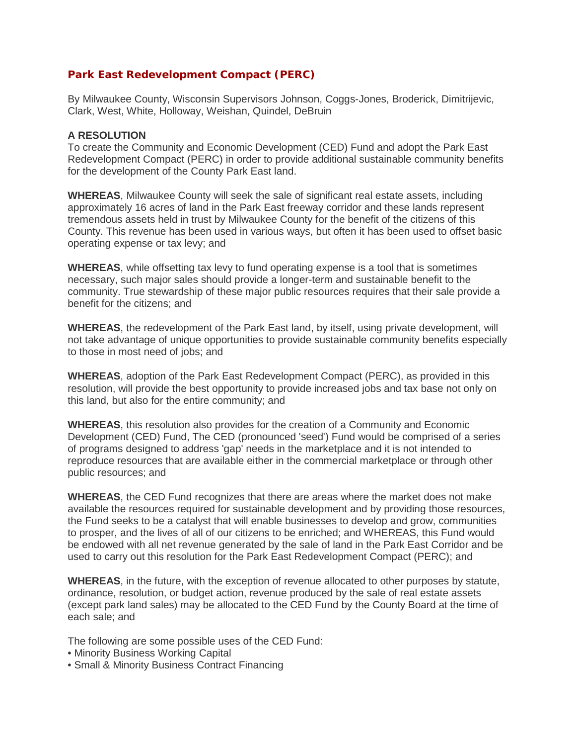## Park East Redevelopment Compact (PERC)

By Milwaukee County, Wisconsin Supervisors Johnson, Coggs-Jones, Broderick, Dimitrijevic, Clark, West, White, Holloway, Weishan, Quindel, DeBruin

**A RESOLUTION**
To create the Community and Economic Development (CED) Fund and adopt the Park East Redevelopment Compact (PERC) in order to provide additional sustainable community benefits for the development of the County Park East land.

**WHEREAS**, Milwaukee County will seek the sale of significant real estate assets, including approximately 16 acres of land in the Park East freeway corridor and these lands represent tremendous assets held in trust by Milwaukee County for the benefit of the citizens of this County. This revenue has been used in various ways, but often it has been used to offset basic operating expense or tax levy; and

**WHEREAS**, while offsetting tax levy to fund operating expense is a tool that is sometimes necessary, such major sales should provide a longer-term and sustainable benefit to the community. True stewardship of these major public resources requires that their sale provide a benefit for the citizens; and

**WHEREAS**, the redevelopment of the Park East land, by itself, using private development, will not take advantage of unique opportunities to provide sustainable community benefits especially to those in most need of jobs; and

**WHEREAS**, adoption of the Park East Redevelopment Compact (PERC), as provided in this resolution, will provide the best opportunity to provide increased jobs and tax base not only on this land, but also for the entire community; and

**WHEREAS**, this resolution also provides for the creation of a Community and Economic Development (CED) Fund, The CED (pronounced 'seed') Fund would be comprised of a series of programs designed to address 'gap' needs in the marketplace and it is not intended to reproduce resources that are available either in the commercial marketplace or through other public resources; and

**WHEREAS**, the CED Fund recognizes that there are areas where the market does not make available the resources required for sustainable development and by providing those resources, the Fund seeks to be a catalyst that will enable businesses to develop and grow, communities to prosper, and the lives of all of our citizens to be enriched; and WHEREAS, this Fund would be endowed with all net revenue generated by the sale of land in the Park East Corridor and be used to carry out this resolution for the Park East Redevelopment Compact (PERC); and

**WHEREAS**, in the future, with the exception of revenue allocated to other purposes by statute, ordinance, resolution, or budget action, revenue produced by the sale of real estate assets (except park land sales) may be allocated to the CED Fund by the County Board at the time of each sale; and

The following are some possible uses of the CED Fund:
- Minority Business Working Capital
- Small & Minority Business Contract Financing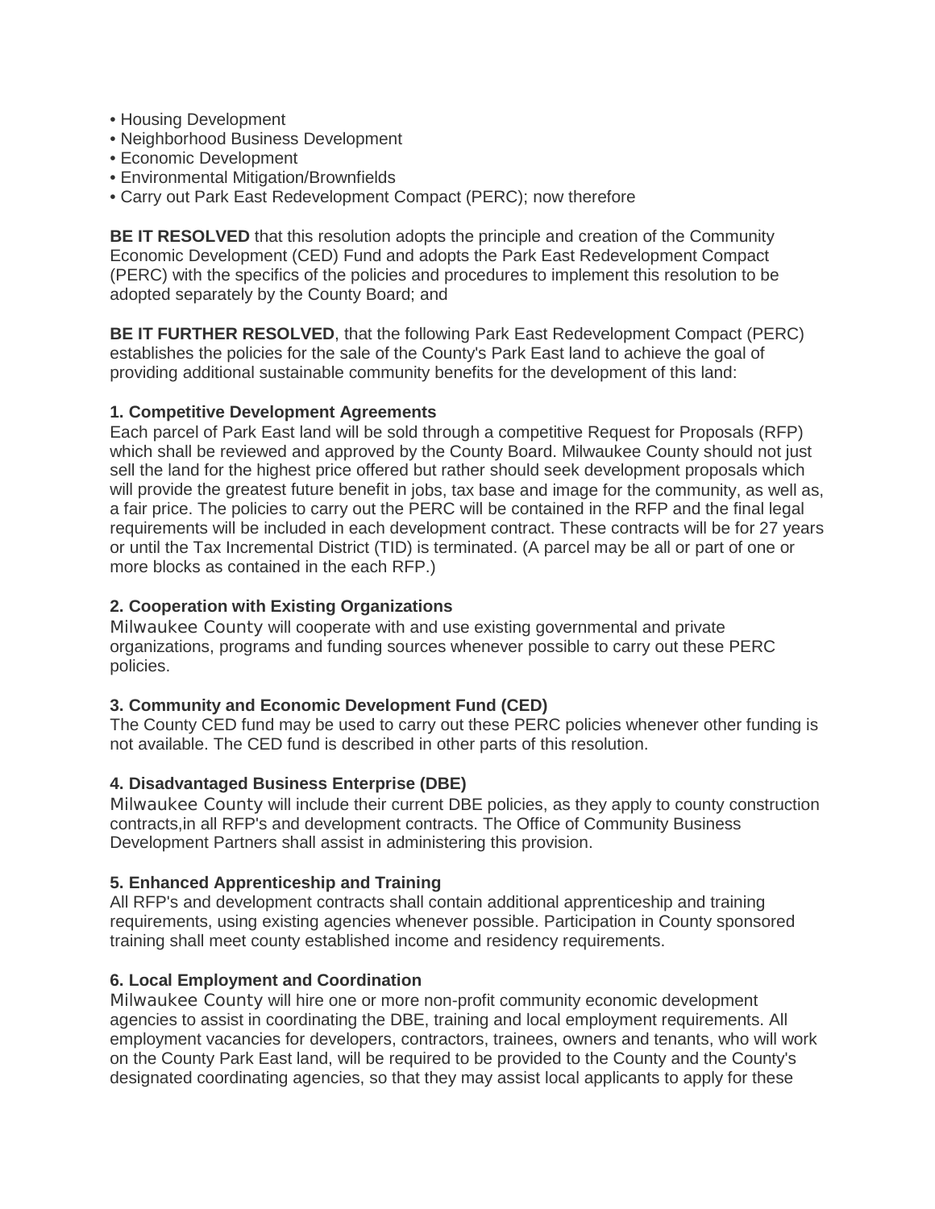- Housing Development
- Neighborhood Business Development
- Economic Development
- Environmental Mitigation/Brownfields
- Carry out Park East Redevelopment Compact (PERC); now therefore

**BE IT RESOLVED** that this resolution adopts the principle and creation of the Community Economic Development (CED) Fund and adopts the Park East Redevelopment Compact (PERC) with the specifics of the policies and procedures to implement this resolution to be adopted separately by the County Board; and

**BE IT FURTHER RESOLVED**, that the following Park East Redevelopment Compact (PERC) establishes the policies for the sale of the County's Park East land to achieve the goal of providing additional sustainable community benefits for the development of this land:

**1. Competitive Development Agreements**
Each parcel of Park East land will be sold through a competitive Request for Proposals (RFP) which shall be reviewed and approved by the County Board. Milwaukee County should not just sell the land for the highest price offered but rather should seek development proposals which will provide the greatest future benefit in jobs, tax base and image for the community, as well as, a fair price. The policies to carry out the PERC will be contained in the RFP and the final legal requirements will be included in each development contract. These contracts will be for 27 years or until the Tax Incremental District (TID) is terminated. (A parcel may be all or part of one or more blocks as contained in the each RFP.)

**2. Cooperation with Existing Organizations**
Milwaukee County will cooperate with and use existing governmental and private organizations, programs and funding sources whenever possible to carry out these PERC policies.

**3. Community and Economic Development Fund (CED)**
The County CED fund may be used to carry out these PERC policies whenever other funding is not available. The CED fund is described in other parts of this resolution.

**4. Disadvantaged Business Enterprise (DBE)**
Milwaukee County will include their current DBE policies, as they apply to county construction contracts,in all RFP's and development contracts. The Office of Community Business Development Partners shall assist in administering this provision.

**5. Enhanced Apprenticeship and Training**
All RFP's and development contracts shall contain additional apprenticeship and training requirements, using existing agencies whenever possible. Participation in County sponsored training shall meet county established income and residency requirements.

**6. Local Employment and Coordination**
Milwaukee County will hire one or more non-profit community economic development agencies to assist in coordinating the DBE, training and local employment requirements. All employment vacancies for developers, contractors, trainees, owners and tenants, who will work on the County Park East land, will be required to be provided to the County and the County's designated coordinating agencies, so that they may assist local applicants to apply for these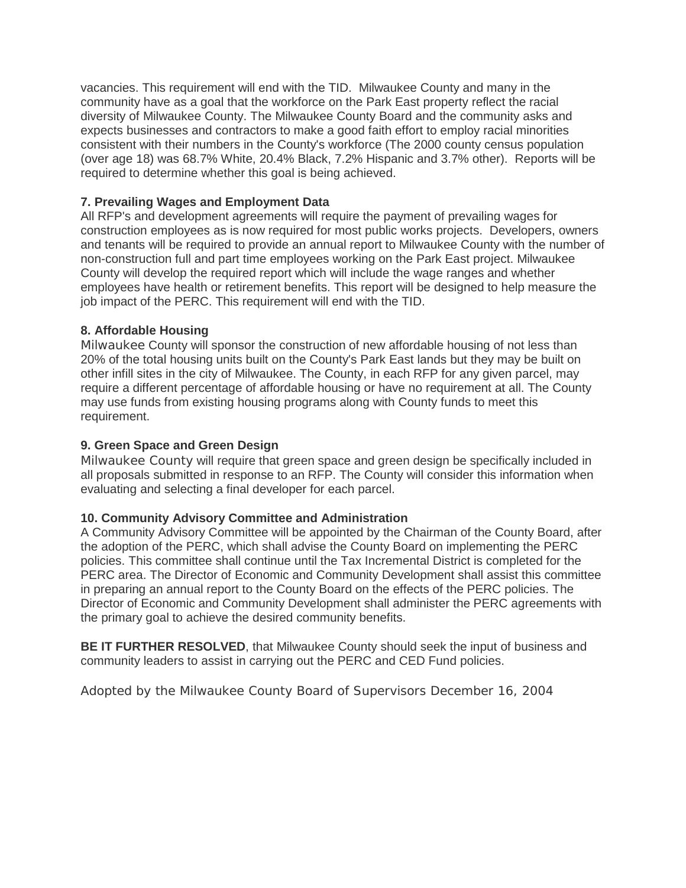vacancies. This requirement will end with the TID. Milwaukee County and many in the community have as a goal that the workforce on the Park East property reflect the racial diversity of Milwaukee County. The Milwaukee County Board and the community asks and expects businesses and contractors to make a good faith effort to employ racial minorities consistent with their numbers in the County's workforce (The 2000 county census population (over age 18) was 68.7% White, 20.4% Black, 7.2% Hispanic and 3.7% other). Reports will be required to determine whether this goal is being achieved.

**7. Prevailing Wages and Employment Data**

All RFP's and development agreements will require the payment of prevailing wages for construction employees as is now required for most public works projects. Developers, owners and tenants will be required to provide an annual report to Milwaukee County with the number of non-construction full and part time employees working on the Park East project. Milwaukee County will develop the required report which will include the wage ranges and whether employees have health or retirement benefits. This report will be designed to help measure the job impact of the PERC. This requirement will end with the TID.

**8. Affordable Housing**

Milwaukee County will sponsor the construction of new affordable housing of not less than 20% of the total housing units built on the County's Park East lands but they may be built on other infill sites in the city of Milwaukee. The County, in each RFP for any given parcel, may require a different percentage of affordable housing or have no requirement at all. The County may use funds from existing housing programs along with County funds to meet this requirement.

**9. Green Space and Green Design**

Milwaukee County will require that green space and green design be specifically included in all proposals submitted in response to an RFP. The County will consider this information when evaluating and selecting a final developer for each parcel.

**10. Community Advisory Committee and Administration**

A Community Advisory Committee will be appointed by the Chairman of the County Board, after the adoption of the PERC, which shall advise the County Board on implementing the PERC policies. This committee shall continue until the Tax Incremental District is completed for the PERC area. The Director of Economic and Community Development shall assist this committee in preparing an annual report to the County Board on the effects of the PERC policies. The Director of Economic and Community Development shall administer the PERC agreements with the primary goal to achieve the desired community benefits.

**BE IT FURTHER RESOLVED**, that Milwaukee County should seek the input of business and community leaders to assist in carrying out the PERC and CED Fund policies.

Adopted by the Milwaukee County Board of Supervisors December 16, 2004